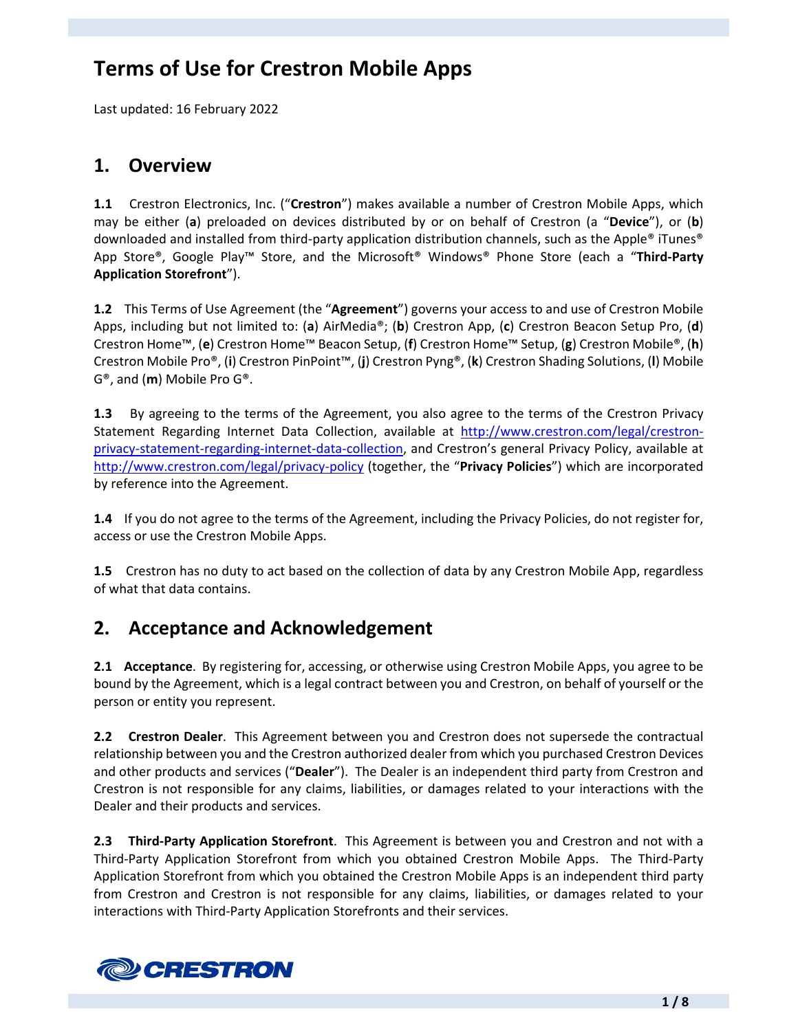# Terms of Use for Crestron Mobile Apps

Last updated: 16 February 2022

## 1. Overview

**1.1** Crestron Electronics, Inc. ("**Crestron**") makes available a number of Crestron Mobile Apps, which may be either (**a**) preloaded on devices distributed by or on behalf of Crestron (a "**Device**"), or (**b**) downloaded and installed from third-party application distribution channels, such as the Apple® iTunes® App Store®, Google Play™ Store, and the Microsoft® Windows® Phone Store (each a "**Third-Party Application Storefront**").

**1.2** This Terms of Use Agreement (the "**Agreement**") governs your access to and use of Crestron Mobile Apps, including but not limited to: (**a**) AirMedia®; (**b**) Crestron App, (**c**) Crestron Beacon Setup Pro, (**d**) Crestron Home™, (**e**) Crestron Home™ Beacon Setup, (**f**) Crestron Home™ Setup, (**g**) Crestron Mobile®, (**h**) Crestron Mobile Pro®, (**i**) Crestron PinPoint™, (**j**) Crestron Pyng®, (**k**) Crestron Shading Solutions, (**l**) Mobile G®, and (**m**) Mobile Pro G®.

**1.3** By agreeing to the terms of the Agreement, you also agree to the terms of the Crestron Privacy Statement Regarding Internet Data Collection, available at [http://www.crestron.com/legal/crestron-privacy-statement-regarding-internet-data-collection](http://www.crestron.com/legal/crestron-privacy-statement-regarding-internet-data-collection), and Crestron's general Privacy Policy, available at [http://www.crestron.com/legal/privacy-policy](http://www.crestron.com/legal/privacy-policy) (together, the "**Privacy Policies**") which are incorporated by reference into the Agreement.

**1.4** If you do not agree to the terms of the Agreement, including the Privacy Policies, do not register for, access or use the Crestron Mobile Apps.

**1.5** Crestron has no duty to act based on the collection of data by any Crestron Mobile App, regardless of what that data contains.

## 2. Acceptance and Acknowledgement

**2.1 Acceptance**. By registering for, accessing, or otherwise using Crestron Mobile Apps, you agree to be bound by the Agreement, which is a legal contract between you and Crestron, on behalf of yourself or the person or entity you represent.

**2.2 Crestron Dealer**. This Agreement between you and Crestron does not supersede the contractual relationship between you and the Crestron authorized dealer from which you purchased Crestron Devices and other products and services ("**Dealer**"). The Dealer is an independent third party from Crestron and Crestron is not responsible for any claims, liabilities, or damages related to your interactions with the Dealer and their products and services.

**2.3 Third-Party Application Storefront**. This Agreement is between you and Crestron and not with a Third-Party Application Storefront from which you obtained Crestron Mobile Apps. The Third-Party Application Storefront from which you obtained the Crestron Mobile Apps is an independent third party from Crestron and Crestron is not responsible for any claims, liabilities, or damages related to your interactions with Third-Party Application Storefronts and their services.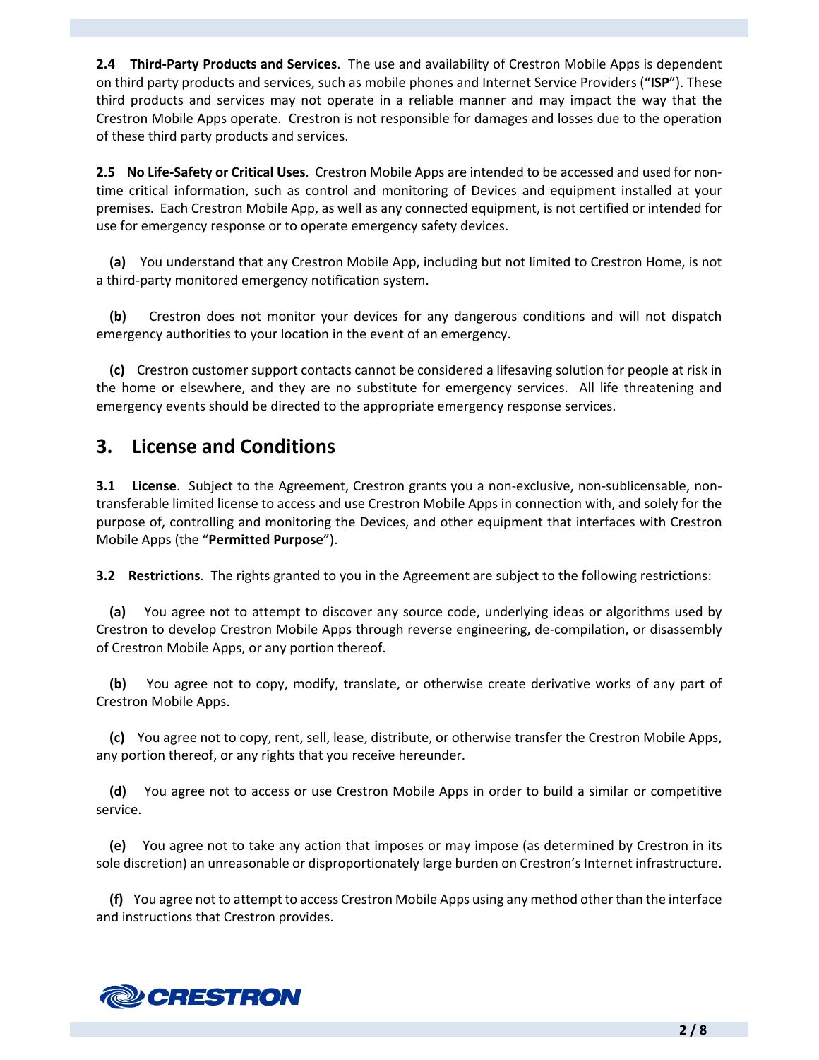**2.4 Third-Party Products and Services**. The use and availability of Crestron Mobile Apps is dependent on third party products and services, such as mobile phones and Internet Service Providers ("**ISP**"). These third products and services may not operate in a reliable manner and may impact the way that the Crestron Mobile Apps operate. Crestron is not responsible for damages and losses due to the operation of these third party products and services.

**2.5 No Life-Safety or Critical Uses**. Crestron Mobile Apps are intended to be accessed and used for non-time critical information, such as control and monitoring of Devices and equipment installed at your premises. Each Crestron Mobile App, as well as any connected equipment, is not certified or intended for use for emergency response or to operate emergency safety devices.

**(a)** You understand that any Crestron Mobile App, including but not limited to Crestron Home, is not a third-party monitored emergency notification system.

**(b)** Crestron does not monitor your devices for any dangerous conditions and will not dispatch emergency authorities to your location in the event of an emergency.

**(c)** Crestron customer support contacts cannot be considered a lifesaving solution for people at risk in the home or elsewhere, and they are no substitute for emergency services. All life threatening and emergency events should be directed to the appropriate emergency response services.

## 3. License and Conditions

**3.1 License**. Subject to the Agreement, Crestron grants you a non-exclusive, non-sublicensable, non-transferable limited license to access and use Crestron Mobile Apps in connection with, and solely for the purpose of, controlling and monitoring the Devices, and other equipment that interfaces with Crestron Mobile Apps (the "**Permitted Purpose**").

**3.2 Restrictions**. The rights granted to you in the Agreement are subject to the following restrictions:

**(a)** You agree not to attempt to discover any source code, underlying ideas or algorithms used by Crestron to develop Crestron Mobile Apps through reverse engineering, de-compilation, or disassembly of Crestron Mobile Apps, or any portion thereof.

**(b)** You agree not to copy, modify, translate, or otherwise create derivative works of any part of Crestron Mobile Apps.

**(c)** You agree not to copy, rent, sell, lease, distribute, or otherwise transfer the Crestron Mobile Apps, any portion thereof, or any rights that you receive hereunder.

**(d)** You agree not to access or use Crestron Mobile Apps in order to build a similar or competitive service.

**(e)** You agree not to take any action that imposes or may impose (as determined by Crestron in its sole discretion) an unreasonable or disproportionately large burden on Crestron's Internet infrastructure.

**(f)** You agree not to attempt to access Crestron Mobile Apps using any method other than the interface and instructions that Crestron provides.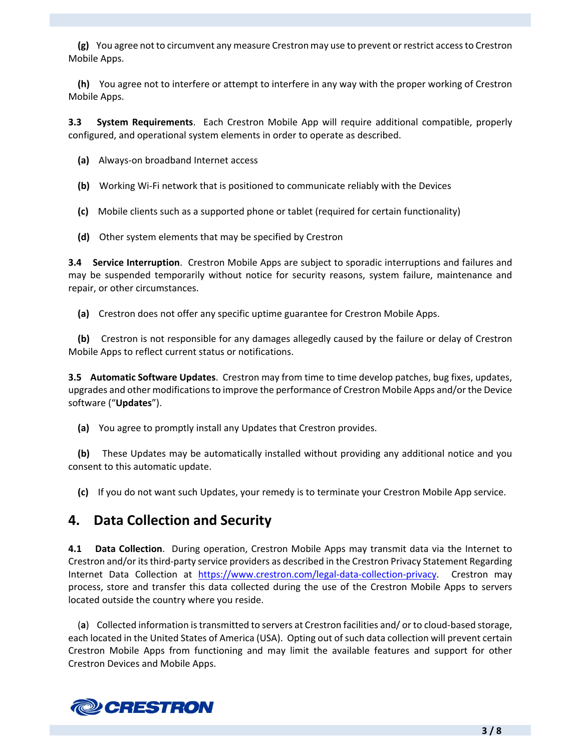**(g)** You agree not to circumvent any measure Crestron may use to prevent or restrict access to Crestron Mobile Apps.

**(h)** You agree not to interfere or attempt to interfere in any way with the proper working of Crestron Mobile Apps.

**3.3 System Requirements**. Each Crestron Mobile App will require additional compatible, properly configured, and operational system elements in order to operate as described.

**(a)** Always-on broadband Internet access

**(b)** Working Wi-Fi network that is positioned to communicate reliably with the Devices

**(c)** Mobile clients such as a supported phone or tablet (required for certain functionality)

**(d)** Other system elements that may be specified by Crestron

**3.4 Service Interruption**. Crestron Mobile Apps are subject to sporadic interruptions and failures and may be suspended temporarily without notice for security reasons, system failure, maintenance and repair, or other circumstances.

**(a)** Crestron does not offer any specific uptime guarantee for Crestron Mobile Apps.

**(b)** Crestron is not responsible for any damages allegedly caused by the failure or delay of Crestron Mobile Apps to reflect current status or notifications.

**3.5 Automatic Software Updates**. Crestron may from time to time develop patches, bug fixes, updates, upgrades and other modifications to improve the performance of Crestron Mobile Apps and/or the Device software ("**Updates**").

**(a)** You agree to promptly install any Updates that Crestron provides.

**(b)** These Updates may be automatically installed without providing any additional notice and you consent to this automatic update.

**(c)** If you do not want such Updates, your remedy is to terminate your Crestron Mobile App service.

## 4. Data Collection and Security

**4.1 Data Collection**. During operation, Crestron Mobile Apps may transmit data via the Internet to Crestron and/or its third-party service providers as described in the Crestron Privacy Statement Regarding Internet Data Collection at https://www.crestron.com/legal-data-collection-privacy. Crestron may process, store and transfer this data collected during the use of the Crestron Mobile Apps to servers located outside the country where you reside.

(**a**) Collected information is transmitted to servers at Crestron facilities and/ or to cloud-based storage, each located in the United States of America (USA). Opting out of such data collection will prevent certain Crestron Mobile Apps from functioning and may limit the available features and support for other Crestron Devices and Mobile Apps.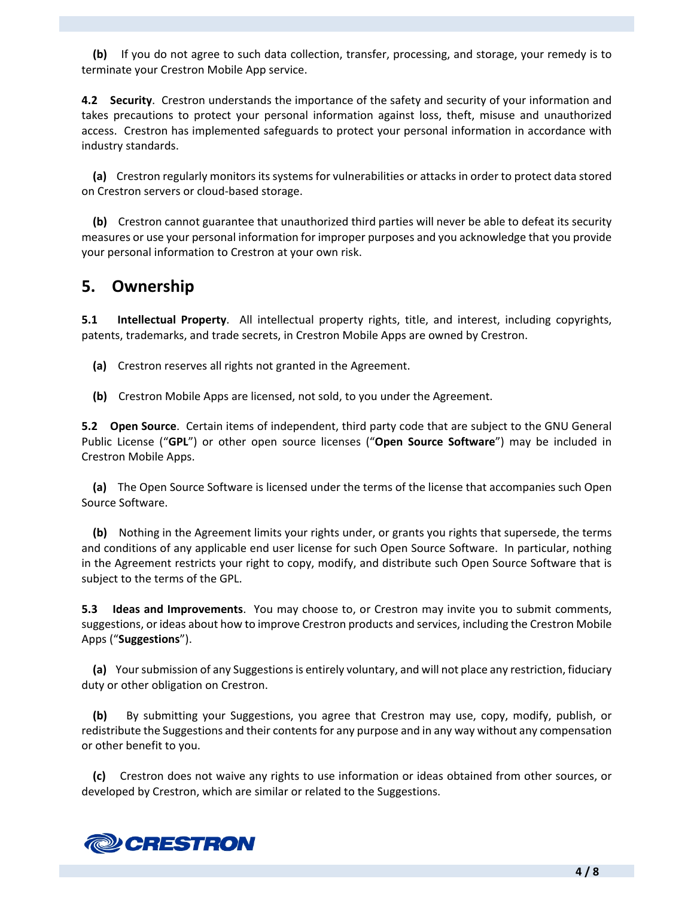**(b)** If you do not agree to such data collection, transfer, processing, and storage, your remedy is to terminate your Crestron Mobile App service.

**4.2 Security**. Crestron understands the importance of the safety and security of your information and takes precautions to protect your personal information against loss, theft, misuse and unauthorized access. Crestron has implemented safeguards to protect your personal information in accordance with industry standards.

**(a)** Crestron regularly monitors its systems for vulnerabilities or attacks in order to protect data stored on Crestron servers or cloud-based storage.

**(b)** Crestron cannot guarantee that unauthorized third parties will never be able to defeat its security measures or use your personal information for improper purposes and you acknowledge that you provide your personal information to Crestron at your own risk.

## 5. Ownership

**5.1 Intellectual Property**. All intellectual property rights, title, and interest, including copyrights, patents, trademarks, and trade secrets, in Crestron Mobile Apps are owned by Crestron.

**(a)** Crestron reserves all rights not granted in the Agreement.

**(b)** Crestron Mobile Apps are licensed, not sold, to you under the Agreement.

**5.2 Open Source**. Certain items of independent, third party code that are subject to the GNU General Public License ("**GPL**") or other open source licenses ("**Open Source Software**") may be included in Crestron Mobile Apps.

**(a)** The Open Source Software is licensed under the terms of the license that accompanies such Open Source Software.

**(b)** Nothing in the Agreement limits your rights under, or grants you rights that supersede, the terms and conditions of any applicable end user license for such Open Source Software. In particular, nothing in the Agreement restricts your right to copy, modify, and distribute such Open Source Software that is subject to the terms of the GPL.

**5.3 Ideas and Improvements**. You may choose to, or Crestron may invite you to submit comments, suggestions, or ideas about how to improve Crestron products and services, including the Crestron Mobile Apps ("**Suggestions**").

**(a)** Your submission of any Suggestions is entirely voluntary, and will not place any restriction, fiduciary duty or other obligation on Crestron.

**(b)** By submitting your Suggestions, you agree that Crestron may use, copy, modify, publish, or redistribute the Suggestions and their contents for any purpose and in any way without any compensation or other benefit to you.

**(c)** Crestron does not waive any rights to use information or ideas obtained from other sources, or developed by Crestron, which are similar or related to the Suggestions.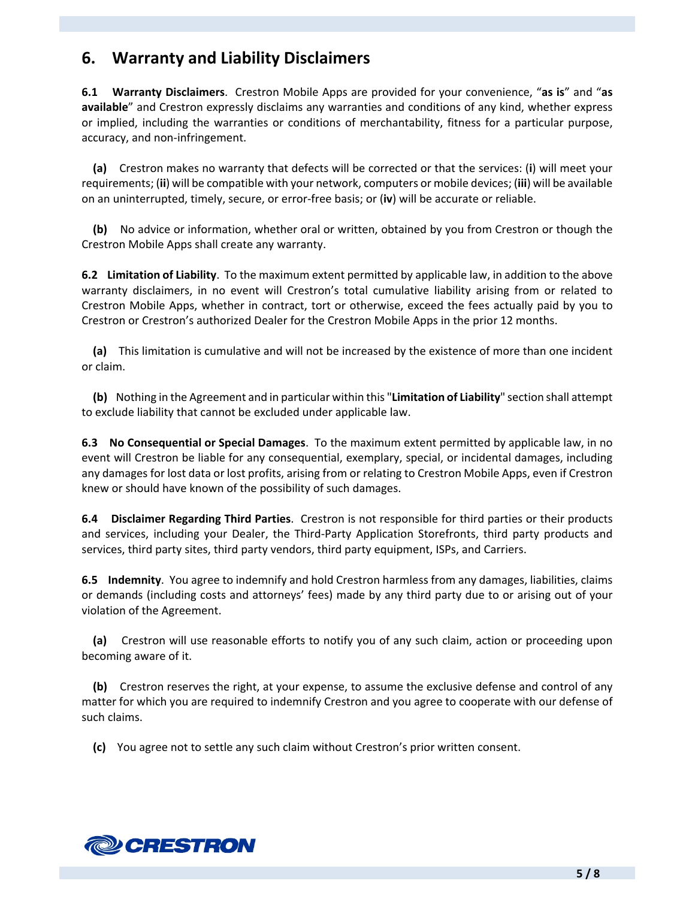## 6. Warranty and Liability Disclaimers

**6.1 Warranty Disclaimers**. Crestron Mobile Apps are provided for your convenience, "**as is**" and "**as available**" and Crestron expressly disclaims any warranties and conditions of any kind, whether express or implied, including the warranties or conditions of merchantability, fitness for a particular purpose, accuracy, and non-infringement.

**(a)** Crestron makes no warranty that defects will be corrected or that the services: (**i**) will meet your requirements; (**ii**) will be compatible with your network, computers or mobile devices; (**iii**) will be available on an uninterrupted, timely, secure, or error-free basis; or (**iv**) will be accurate or reliable.

**(b)** No advice or information, whether oral or written, obtained by you from Crestron or though the Crestron Mobile Apps shall create any warranty.

**6.2 Limitation of Liability**. To the maximum extent permitted by applicable law, in addition to the above warranty disclaimers, in no event will Crestron's total cumulative liability arising from or related to Crestron Mobile Apps, whether in contract, tort or otherwise, exceed the fees actually paid by you to Crestron or Crestron's authorized Dealer for the Crestron Mobile Apps in the prior 12 months.

**(a)** This limitation is cumulative and will not be increased by the existence of more than one incident or claim.

**(b)** Nothing in the Agreement and in particular within this "**Limitation of Liability**" section shall attempt to exclude liability that cannot be excluded under applicable law.

**6.3 No Consequential or Special Damages**. To the maximum extent permitted by applicable law, in no event will Crestron be liable for any consequential, exemplary, special, or incidental damages, including any damages for lost data or lost profits, arising from or relating to Crestron Mobile Apps, even if Crestron knew or should have known of the possibility of such damages.

**6.4 Disclaimer Regarding Third Parties**. Crestron is not responsible for third parties or their products and services, including your Dealer, the Third-Party Application Storefronts, third party products and services, third party sites, third party vendors, third party equipment, ISPs, and Carriers.

**6.5 Indemnity**. You agree to indemnify and hold Crestron harmless from any damages, liabilities, claims or demands (including costs and attorneys' fees) made by any third party due to or arising out of your violation of the Agreement.

**(a)** Crestron will use reasonable efforts to notify you of any such claim, action or proceeding upon becoming aware of it.

**(b)** Crestron reserves the right, at your expense, to assume the exclusive defense and control of any matter for which you are required to indemnify Crestron and you agree to cooperate with our defense of such claims.

**(c)** You agree not to settle any such claim without Crestron's prior written consent.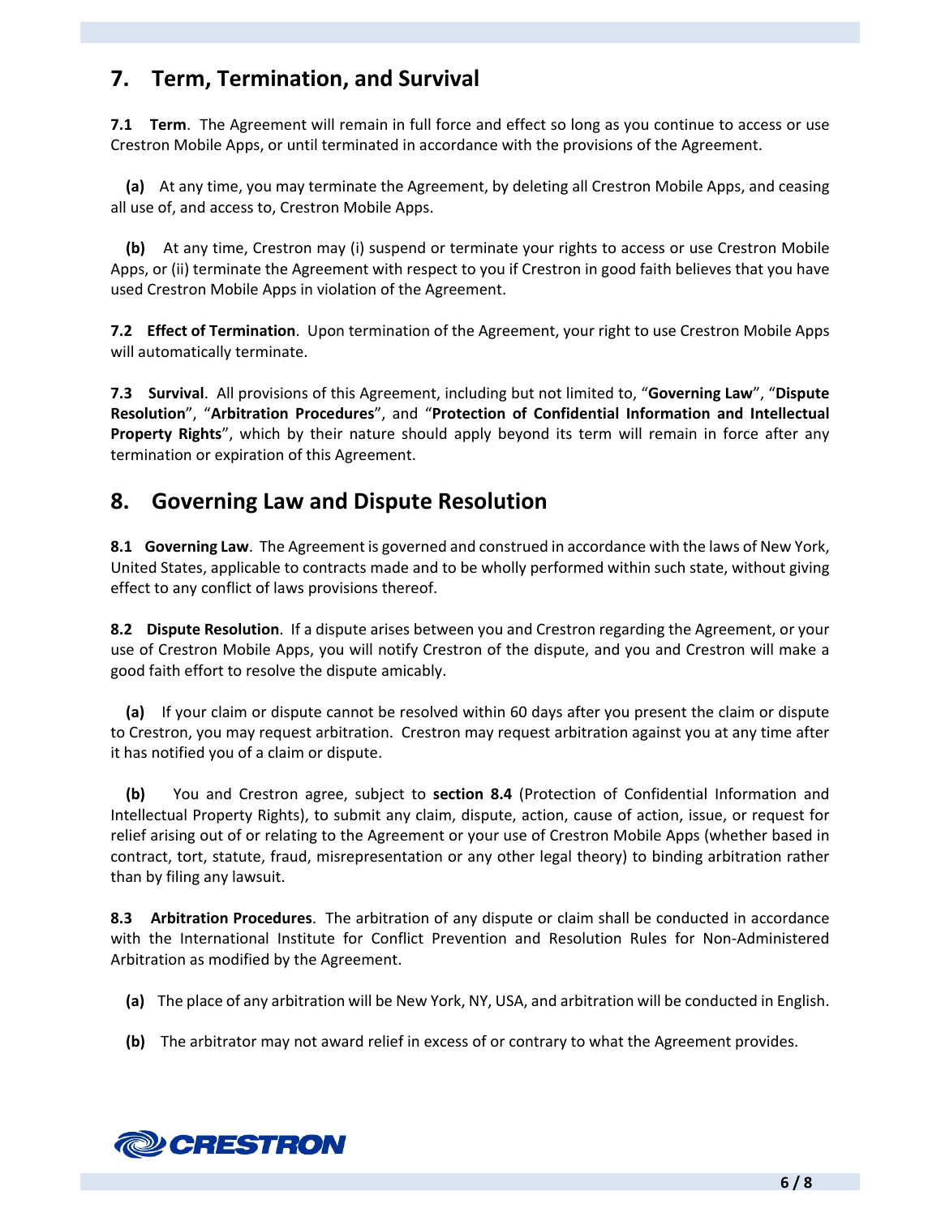## 7. Term, Termination, and Survival

**7.1 Term**. The Agreement will remain in full force and effect so long as you continue to access or use Crestron Mobile Apps, or until terminated in accordance with the provisions of the Agreement.

**(a)** At any time, you may terminate the Agreement, by deleting all Crestron Mobile Apps, and ceasing all use of, and access to, Crestron Mobile Apps.

**(b)** At any time, Crestron may (i) suspend or terminate your rights to access or use Crestron Mobile Apps, or (ii) terminate the Agreement with respect to you if Crestron in good faith believes that you have used Crestron Mobile Apps in violation of the Agreement.

**7.2 Effect of Termination**. Upon termination of the Agreement, your right to use Crestron Mobile Apps will automatically terminate.

**7.3 Survival**. All provisions of this Agreement, including but not limited to, "**Governing Law**", "**Dispute Resolution**", "**Arbitration Procedures**", and "**Protection of Confidential Information and Intellectual Property Rights**", which by their nature should apply beyond its term will remain in force after any termination or expiration of this Agreement.

## 8. Governing Law and Dispute Resolution

**8.1 Governing Law**. The Agreement is governed and construed in accordance with the laws of New York, United States, applicable to contracts made and to be wholly performed within such state, without giving effect to any conflict of laws provisions thereof.

**8.2 Dispute Resolution**. If a dispute arises between you and Crestron regarding the Agreement, or your use of Crestron Mobile Apps, you will notify Crestron of the dispute, and you and Crestron will make a good faith effort to resolve the dispute amicably.

**(a)** If your claim or dispute cannot be resolved within 60 days after you present the claim or dispute to Crestron, you may request arbitration. Crestron may request arbitration against you at any time after it has notified you of a claim or dispute.

**(b)** You and Crestron agree, subject to **section 8.4** (Protection of Confidential Information and Intellectual Property Rights), to submit any claim, dispute, action, cause of action, issue, or request for relief arising out of or relating to the Agreement or your use of Crestron Mobile Apps (whether based in contract, tort, statute, fraud, misrepresentation or any other legal theory) to binding arbitration rather than by filing any lawsuit.

**8.3 Arbitration Procedures**. The arbitration of any dispute or claim shall be conducted in accordance with the International Institute for Conflict Prevention and Resolution Rules for Non-Administered Arbitration as modified by the Agreement.

**(a)** The place of any arbitration will be New York, NY, USA, and arbitration will be conducted in English.

**(b)** The arbitrator may not award relief in excess of or contrary to what the Agreement provides.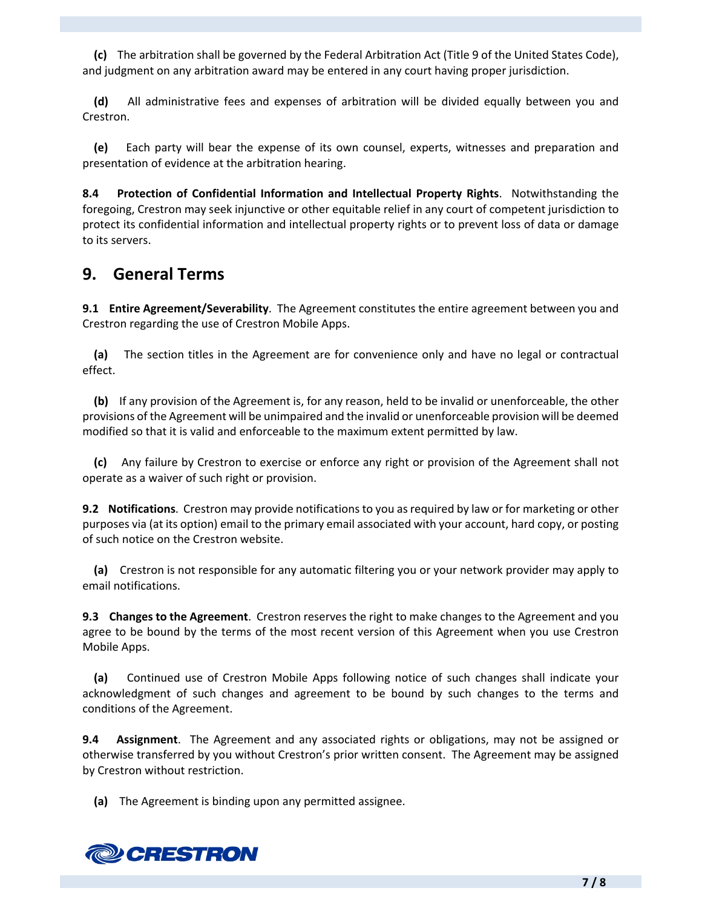**(c)** The arbitration shall be governed by the Federal Arbitration Act (Title 9 of the United States Code), and judgment on any arbitration award may be entered in any court having proper jurisdiction.

**(d)** All administrative fees and expenses of arbitration will be divided equally between you and Crestron.

**(e)** Each party will bear the expense of its own counsel, experts, witnesses and preparation and presentation of evidence at the arbitration hearing.

**8.4 Protection of Confidential Information and Intellectual Property Rights**. Notwithstanding the foregoing, Crestron may seek injunctive or other equitable relief in any court of competent jurisdiction to protect its confidential information and intellectual property rights or to prevent loss of data or damage to its servers.

## 9. General Terms

**9.1 Entire Agreement/Severability**. The Agreement constitutes the entire agreement between you and Crestron regarding the use of Crestron Mobile Apps.

**(a)** The section titles in the Agreement are for convenience only and have no legal or contractual effect.

**(b)** If any provision of the Agreement is, for any reason, held to be invalid or unenforceable, the other provisions of the Agreement will be unimpaired and the invalid or unenforceable provision will be deemed modified so that it is valid and enforceable to the maximum extent permitted by law.

**(c)** Any failure by Crestron to exercise or enforce any right or provision of the Agreement shall not operate as a waiver of such right or provision.

**9.2 Notifications**. Crestron may provide notifications to you as required by law or for marketing or other purposes via (at its option) email to the primary email associated with your account, hard copy, or posting of such notice on the Crestron website.

**(a)** Crestron is not responsible for any automatic filtering you or your network provider may apply to email notifications.

**9.3 Changes to the Agreement**. Crestron reserves the right to make changes to the Agreement and you agree to be bound by the terms of the most recent version of this Agreement when you use Crestron Mobile Apps.

**(a)** Continued use of Crestron Mobile Apps following notice of such changes shall indicate your acknowledgment of such changes and agreement to be bound by such changes to the terms and conditions of the Agreement.

**9.4 Assignment**. The Agreement and any associated rights or obligations, may not be assigned or otherwise transferred by you without Crestron's prior written consent. The Agreement may be assigned by Crestron without restriction.

**(a)** The Agreement is binding upon any permitted assignee.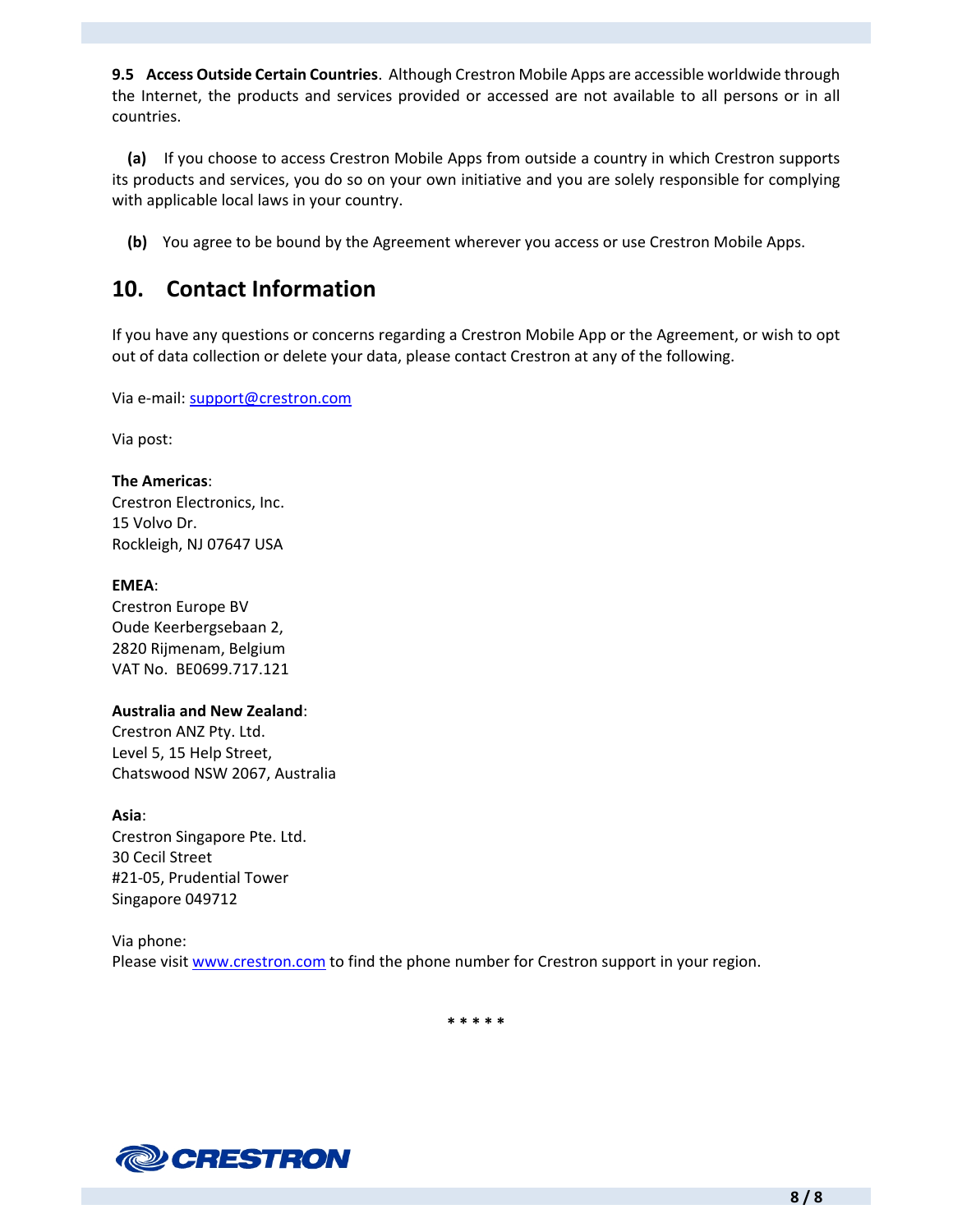**9.5 Access Outside Certain Countries**. Although Crestron Mobile Apps are accessible worldwide through the Internet, the products and services provided or accessed are not available to all persons or in all countries.

**(a)** If you choose to access Crestron Mobile Apps from outside a country in which Crestron supports its products and services, you do so on your own initiative and you are solely responsible for complying with applicable local laws in your country.

**(b)** You agree to be bound by the Agreement wherever you access or use Crestron Mobile Apps.

## 10. Contact Information

If you have any questions or concerns regarding a Crestron Mobile App or the Agreement, or wish to opt out of data collection or delete your data, please contact Crestron at any of the following.

Via e-mail: support@crestron.com

Via post:

**The Americas**:
Crestron Electronics, Inc.
15 Volvo Dr.
Rockleigh, NJ 07647 USA

**EMEA**:
Crestron Europe BV
Oude Keerbergsebaan 2,
2820 Rijmenam, Belgium
VAT No. BE0699.717.121

**Australia and New Zealand**:
Crestron ANZ Pty. Ltd.
Level 5, 15 Help Street,
Chatswood NSW 2067, Australia

**Asia**:
Crestron Singapore Pte. Ltd.
30 Cecil Street
#21-05, Prudential Tower
Singapore 049712

Via phone:
Please visit www.crestron.com to find the phone number for Crestron support in your region.

* * * * *